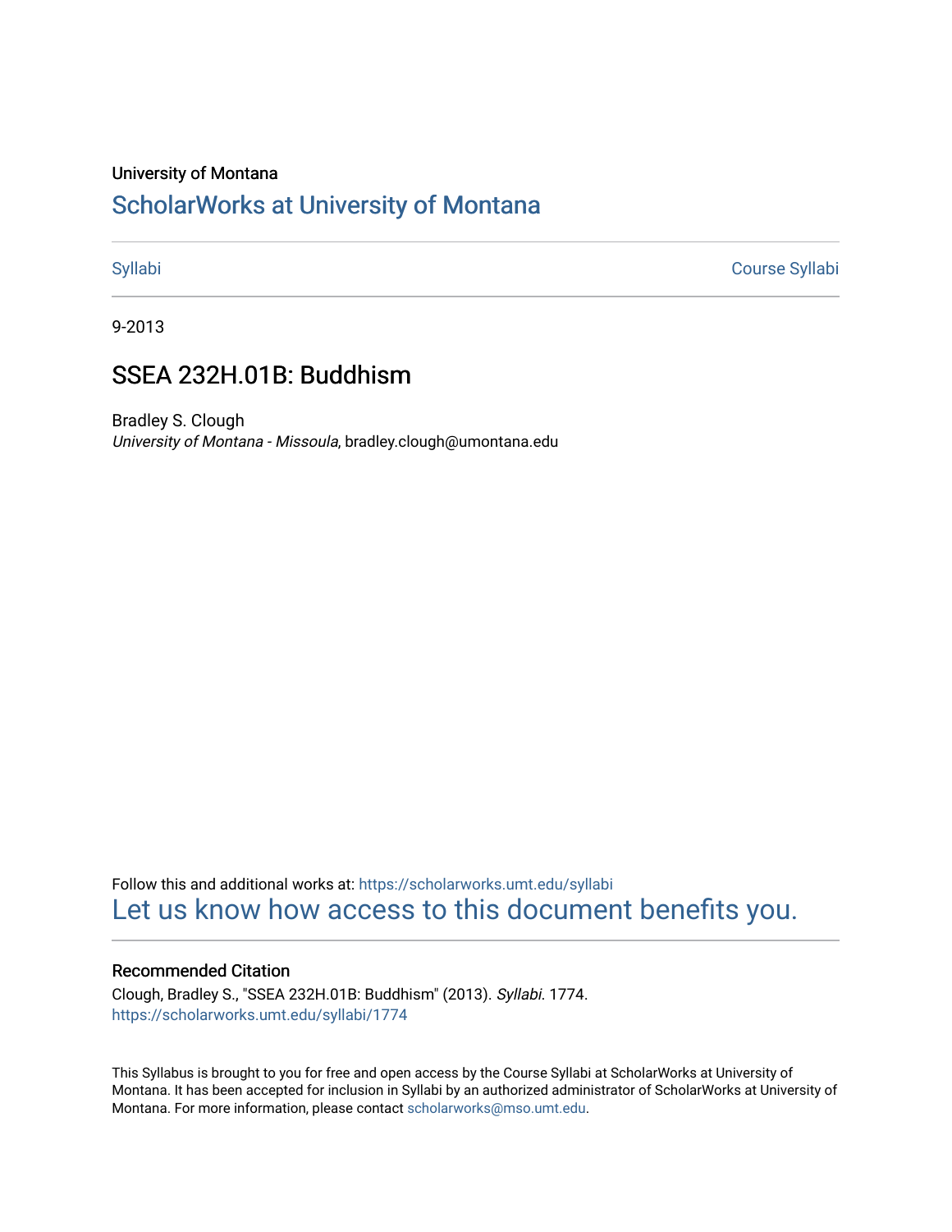University of Montana

# ScholarWorks at University of Montana

Syllabi | Course Syllabi

9-2013

## SSEA 232H.01B: Buddhism

Bradley S. Clough
*University of Montana - Missoula*, bradley.clough@umontana.edu

Follow this and additional works at: https://scholarworks.umt.edu/syllabi

Let us know how access to this document benefits you.

### Recommended Citation

Clough, Bradley S., "SSEA 232H.01B: Buddhism" (2013). *Syllabi*. 1774.
https://scholarworks.umt.edu/syllabi/1774

This Syllabus is brought to you for free and open access by the Course Syllabi at ScholarWorks at University of Montana. It has been accepted for inclusion in Syllabi by an authorized administrator of ScholarWorks at University of Montana. For more information, please contact scholarworks@mso.umt.edu.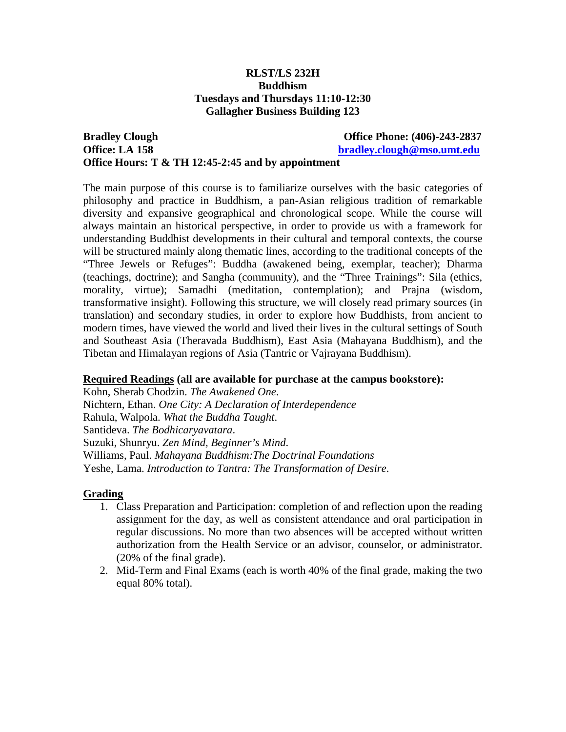**RLST/LS 232H**
**Buddhism**
**Tuesdays and Thursdays 11:10-12:30**
**Gallagher Business Building 123**

**Bradley Clough** **Office Phone: (406)-243-2837**
**Office: LA 158** **bradley.clough@mso.umt.edu**
**Office Hours: T & TH 12:45-2:45 and by appointment**

The main purpose of this course is to familiarize ourselves with the basic categories of philosophy and practice in Buddhism, a pan-Asian religious tradition of remarkable diversity and expansive geographical and chronological scope. While the course will always maintain an historical perspective, in order to provide us with a framework for understanding Buddhist developments in their cultural and temporal contexts, the course will be structured mainly along thematic lines, according to the traditional concepts of the "Three Jewels or Refuges": Buddha (awakened being, exemplar, teacher); Dharma (teachings, doctrine); and Sangha (community), and the "Three Trainings": Sila (ethics, morality, virtue); Samadhi (meditation, contemplation); and Prajna (wisdom, transformative insight). Following this structure, we will closely read primary sources (in translation) and secondary studies, in order to explore how Buddhists, from ancient to modern times, have viewed the world and lived their lives in the cultural settings of South and Southeast Asia (Theravada Buddhism), East Asia (Mahayana Buddhism), and the Tibetan and Himalayan regions of Asia (Tantric or Vajrayana Buddhism).

**Required Readings (all are available for purchase at the campus bookstore):**

Kohn, Sherab Chodzin. *The Awakened One*.
Nichtern, Ethan. *One City: A Declaration of Interdependence*
Rahula, Walpola. *What the Buddha Taught*.
Santideva. *The Bodhicaryavatara*.
Suzuki, Shunryu. *Zen Mind, Beginner's Mind*.
Williams, Paul. *Mahayana Buddhism:The Doctrinal Foundations*
Yeshe, Lama. *Introduction to Tantra: The Transformation of Desire*.

**Grading**

1. Class Preparation and Participation: completion of and reflection upon the reading assignment for the day, as well as consistent attendance and oral participation in regular discussions. No more than two absences will be accepted without written authorization from the Health Service or an advisor, counselor, or administrator. (20% of the final grade).
2. Mid-Term and Final Exams (each is worth 40% of the final grade, making the two equal 80% total).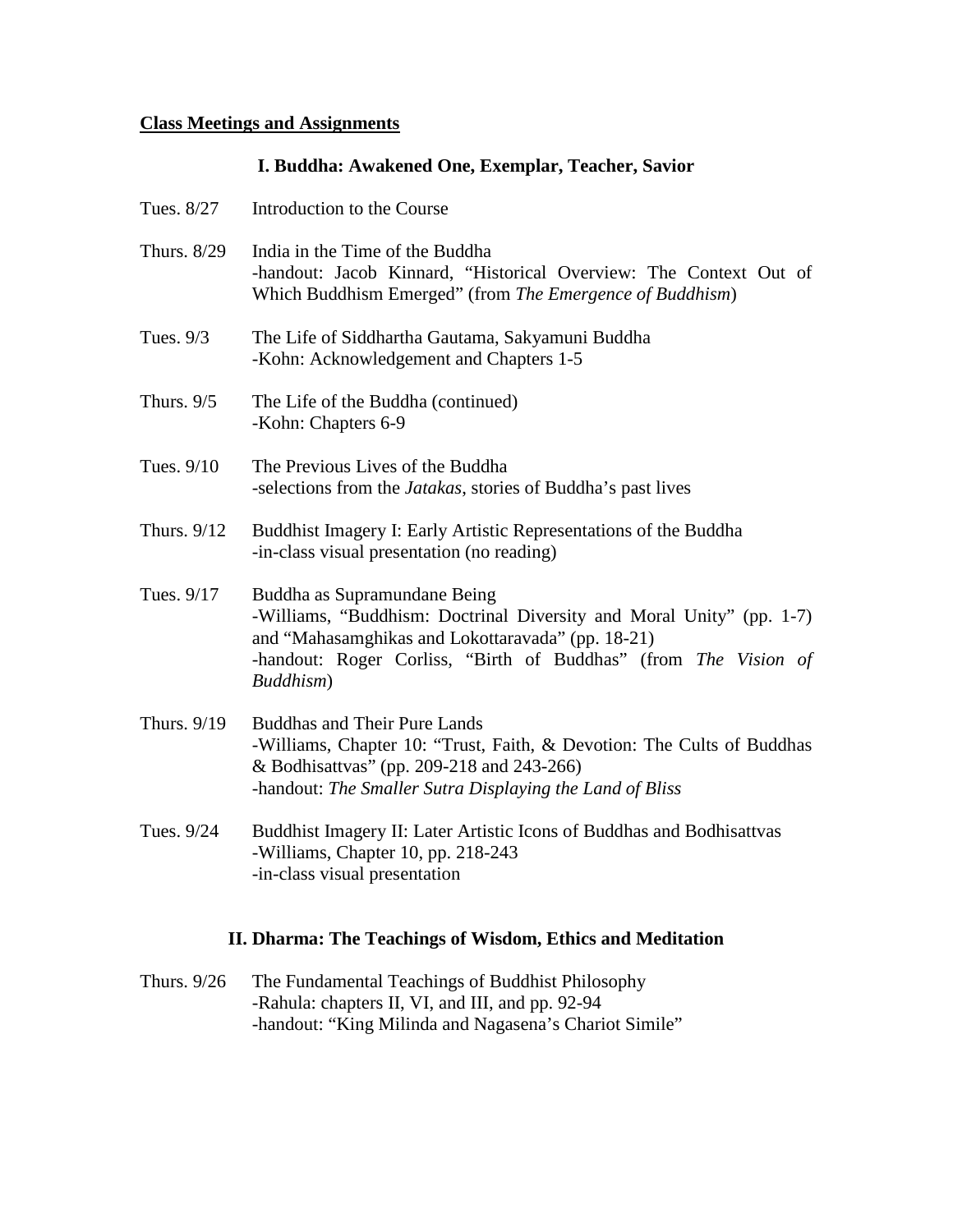**Class Meetings and Assignments**

### I. Buddha: Awakened One, Exemplar, Teacher, Savior

Tues. 8/27 Introduction to the Course

Thurs. 8/29 India in the Time of the Buddha
-handout: Jacob Kinnard, "Historical Overview: The Context Out of Which Buddhism Emerged" (from *The Emergence of Buddhism*)

Tues. 9/3 The Life of Siddhartha Gautama, Sakyamuni Buddha
-Kohn: Acknowledgement and Chapters 1-5

Thurs. 9/5 The Life of the Buddha (continued)
-Kohn: Chapters 6-9

Tues. 9/10 The Previous Lives of the Buddha
-selections from the *Jatakas*, stories of Buddha's past lives

Thurs. 9/12 Buddhist Imagery I: Early Artistic Representations of the Buddha
-in-class visual presentation (no reading)

Tues. 9/17 Buddha as Supramundane Being
-Williams, "Buddhism: Doctrinal Diversity and Moral Unity" (pp. 1-7) and "Mahasamghikas and Lokottaravada" (pp. 18-21)
-handout: Roger Corliss, "Birth of Buddhas" (from *The Vision of Buddhism*)

Thurs. 9/19 Buddhas and Their Pure Lands
-Williams, Chapter 10: "Trust, Faith, & Devotion: The Cults of Buddhas & Bodhisattvas" (pp. 209-218 and 243-266)
-handout: *The Smaller Sutra Displaying the Land of Bliss*

Tues. 9/24 Buddhist Imagery II: Later Artistic Icons of Buddhas and Bodhisattvas
-Williams, Chapter 10, pp. 218-243
-in-class visual presentation

### II. Dharma: The Teachings of Wisdom, Ethics and Meditation

Thurs. 9/26 The Fundamental Teachings of Buddhist Philosophy
-Rahula: chapters II, VI, and III, and pp. 92-94
-handout: "King Milinda and Nagasena's Chariot Simile"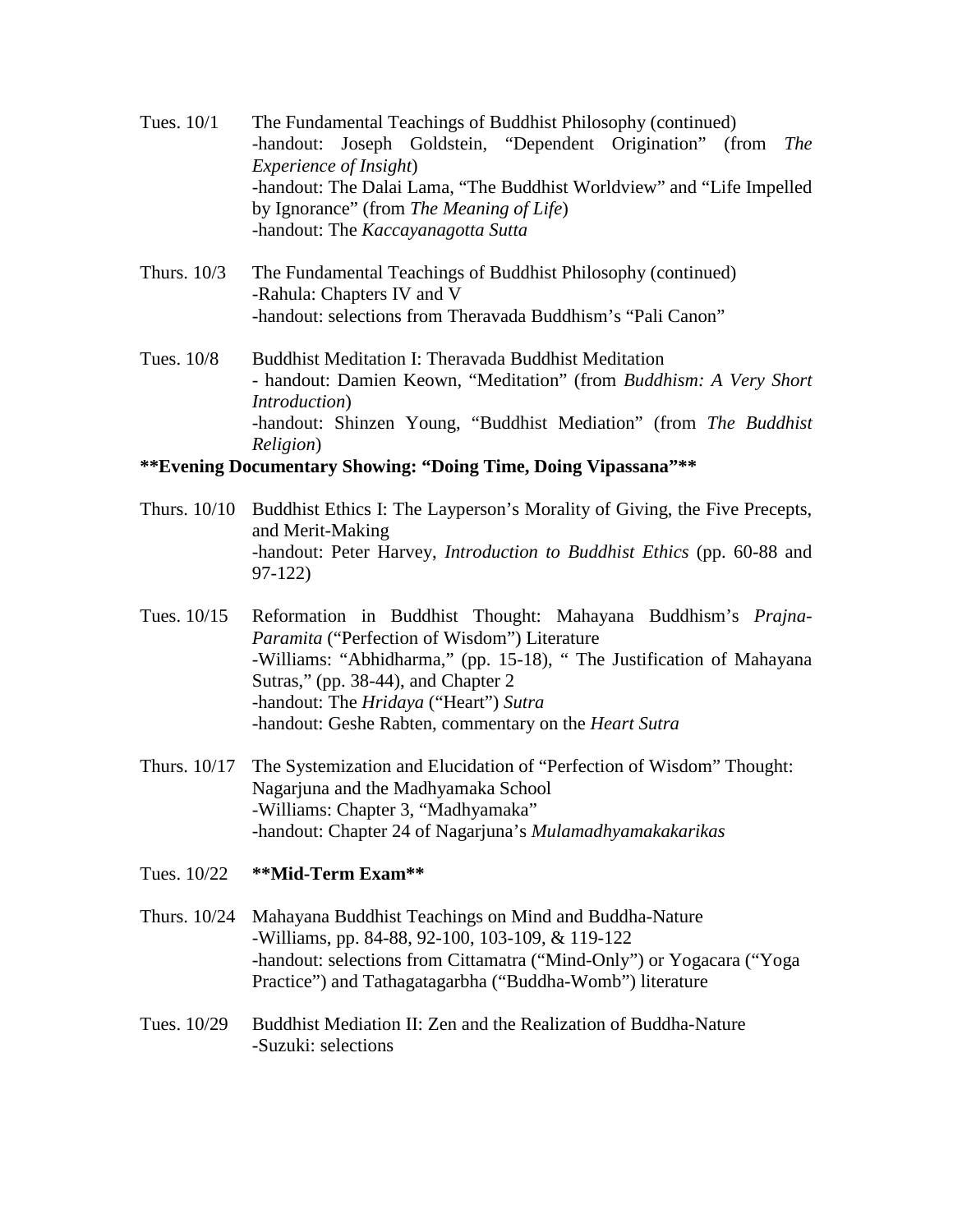Tues. 10/1 The Fundamental Teachings of Buddhist Philosophy (continued)
-handout: Joseph Goldstein, "Dependent Origination" (from *The Experience of Insight*)
-handout: The Dalai Lama, "The Buddhist Worldview" and "Life Impelled by Ignorance" (from *The Meaning of Life*)
-handout: The *Kaccayanagotta Sutta*

Thurs. 10/3 The Fundamental Teachings of Buddhist Philosophy (continued)
-Rahula: Chapters IV and V
-handout: selections from Theravada Buddhism's "Pali Canon"

Tues. 10/8 Buddhist Meditation I: Theravada Buddhist Meditation
- handout: Damien Keown, "Meditation" (from *Buddhism: A Very Short Introduction*)
-handout: Shinzen Young, "Buddhist Mediation" (from *The Buddhist Religion*)

**Evening Documentary Showing: "Doing Time, Doing Vipassana"**

Thurs. 10/10 Buddhist Ethics I: The Layperson's Morality of Giving, the Five Precepts, and Merit-Making
-handout: Peter Harvey, *Introduction to Buddhist Ethics* (pp. 60-88 and 97-122)

Tues. 10/15 Reformation in Buddhist Thought: Mahayana Buddhism's *Prajna-Paramita* ("Perfection of Wisdom") Literature
-Williams: "Abhidharma," (pp. 15-18), " The Justification of Mahayana Sutras," (pp. 38-44), and Chapter 2
-handout: The *Hridaya* ("Heart") *Sutra*
-handout: Geshe Rabten, commentary on the *Heart Sutra*

Thurs. 10/17 The Systemization and Elucidation of "Perfection of Wisdom" Thought: Nagarjuna and the Madhyamaka School
-Williams: Chapter 3, "Madhyamaka"
-handout: Chapter 24 of Nagarjuna's *Mulamadhyamakakarikas*

Tues. 10/22 **Mid-Term Exam**

Thurs. 10/24 Mahayana Buddhist Teachings on Mind and Buddha-Nature
-Williams, pp. 84-88, 92-100, 103-109, & 119-122
-handout: selections from Cittamatra ("Mind-Only") or Yogacara ("Yoga Practice") and Tathagatagarbha ("Buddha-Womb") literature

Tues. 10/29 Buddhist Mediation II: Zen and the Realization of Buddha-Nature
-Suzuki: selections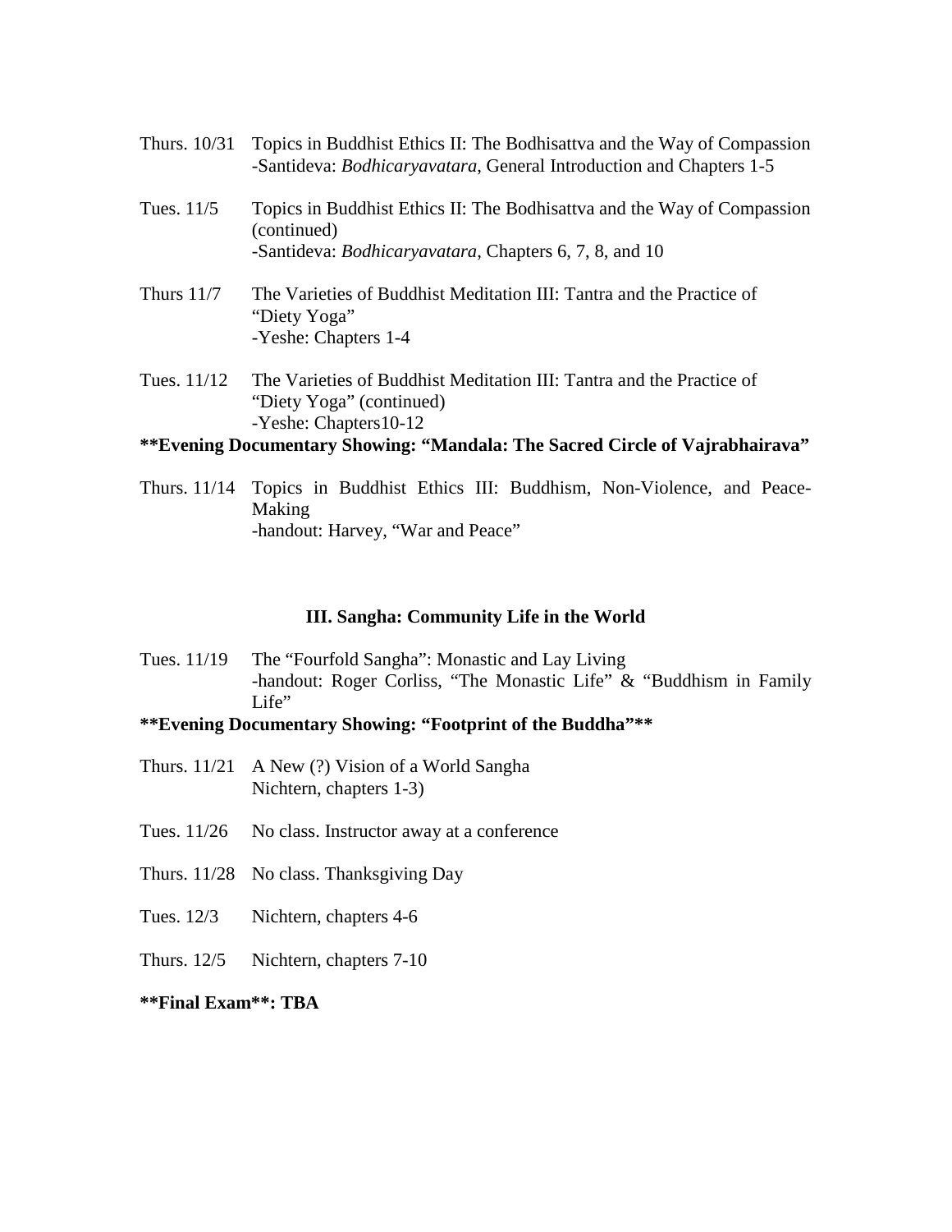Thurs. 10/31 Topics in Buddhist Ethics II: The Bodhisattva and the Way of Compassion
-Santideva: *Bodhicaryavatara*, General Introduction and Chapters 1-5

Tues. 11/5 Topics in Buddhist Ethics II: The Bodhisattva and the Way of Compassion (continued)
-Santideva: *Bodhicaryavatara*, Chapters 6, 7, 8, and 10

Thurs 11/7 The Varieties of Buddhist Meditation III: Tantra and the Practice of "Diety Yoga"
-Yeshe: Chapters 1-4

Tues. 11/12 The Varieties of Buddhist Meditation III: Tantra and the Practice of "Diety Yoga" (continued)
-Yeshe: Chapters10-12

**\*\*Evening Documentary Showing: "Mandala: The Sacred Circle of Vajrabhairava"**

Thurs. 11/14 Topics in Buddhist Ethics III: Buddhism, Non-Violence, and Peace-Making
-handout: Harvey, "War and Peace"

### III. Sangha: Community Life in the World

Tues. 11/19 The "Fourfold Sangha": Monastic and Lay Living
-handout: Roger Corliss, "The Monastic Life" & "Buddhism in Family Life"

**\*\*Evening Documentary Showing: "Footprint of the Buddha"\*\***

Thurs. 11/21 A New (?) Vision of a World Sangha
Nichtern, chapters 1-3)

Tues. 11/26 No class. Instructor away at a conference

Thurs. 11/28 No class. Thanksgiving Day

Tues. 12/3 Nichtern, chapters 4-6

Thurs. 12/5 Nichtern, chapters 7-10

**\*\*Final Exam\*\*: TBA**